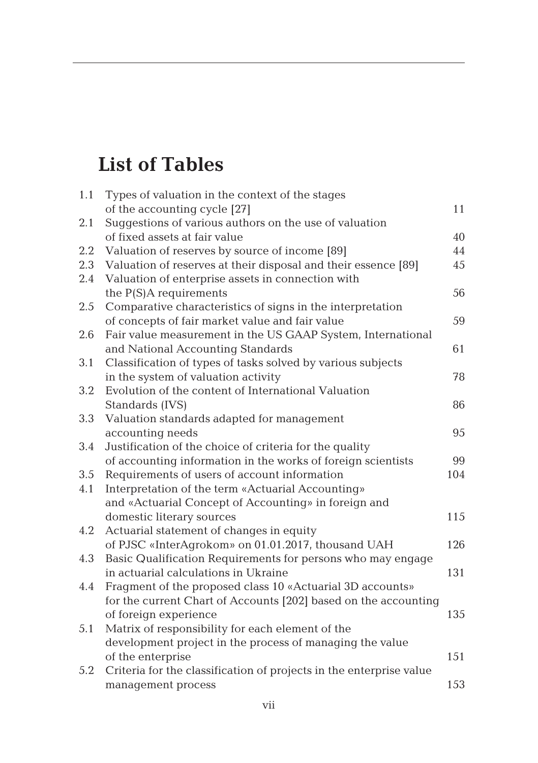# List of Tables

| | | |
|---|---|---|
| 1.1 | Types of valuation in the context of the stages of the accounting cycle [27] | 11 |
| 2.1 | Suggestions of various authors on the use of valuation of fixed assets at fair value | 40 |
| 2.2 | Valuation of reserves by source of income [89] | 44 |
| 2.3 | Valuation of reserves at their disposal and their essence [89] | 45 |
| 2.4 | Valuation of enterprise assets in connection with the P(S)A requirements | 56 |
| 2.5 | Comparative characteristics of signs in the interpretation of concepts of fair market value and fair value | 59 |
| 2.6 | Fair value measurement in the US GAAP System, International and National Accounting Standards | 61 |
| 3.1 | Classification of types of tasks solved by various subjects in the system of valuation activity | 78 |
| 3.2 | Evolution of the content of International Valuation Standards (IVS) | 86 |
| 3.3 | Valuation standards adapted for management accounting needs | 95 |
| 3.4 | Justification of the choice of criteria for the quality of accounting information in the works of foreign scientists | 99 |
| 3.5 | Requirements of users of account information | 104 |
| 4.1 | Interpretation of the term «Actuarial Accounting» and «Actuarial Concept of Accounting» in foreign and domestic literary sources | 115 |
| 4.2 | Actuarial statement of changes in equity of PJSC «InterAgrokom» on 01.01.2017, thousand UAH | 126 |
| 4.3 | Basic Qualification Requirements for persons who may engage in actuarial calculations in Ukraine | 131 |
| 4.4 | Fragment of the proposed class 10 «Actuarial 3D accounts» for the current Chart of Accounts [202] based on the accounting of foreign experience | 135 |
| 5.1 | Matrix of responsibility for each element of the development project in the process of managing the value of the enterprise | 151 |
| 5.2 | Criteria for the classification of projects in the enterprise value management process | 153 |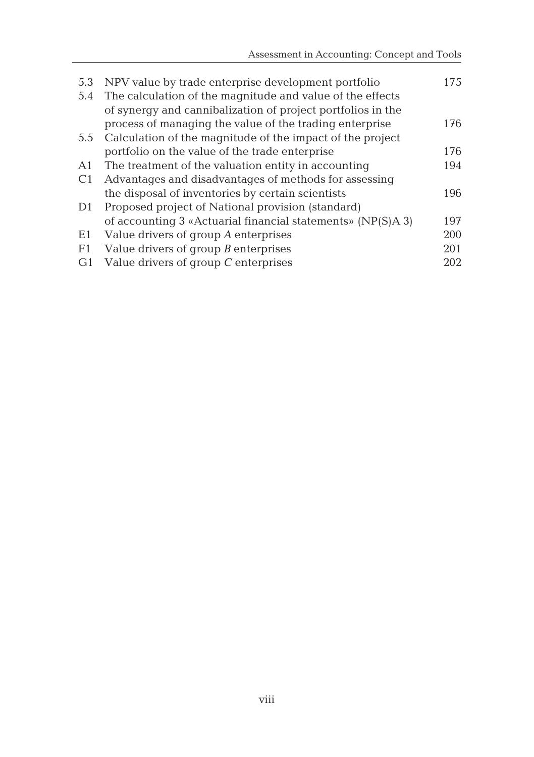| | | |
|---|---|---|
| 5.3 | NPV value by trade enterprise development portfolio | 175 |
| 5.4 | The calculation of the magnitude and value of the effects of synergy and cannibalization of project portfolios in the process of managing the value of the trading enterprise | 176 |
| 5.5 | Calculation of the magnitude of the impact of the project portfolio on the value of the trade enterprise | 176 |
| A1 | The treatment of the valuation entity in accounting | 194 |
| C1 | Advantages and disadvantages of methods for assessing the disposal of inventories by certain scientists | 196 |
| D1 | Proposed project of National provision (standard) of accounting 3 «Actuarial financial statements» (NP(S)A 3) | 197 |
| E1 | Value drivers of group *A* enterprises | 200 |
| F1 | Value drivers of group *B* enterprises | 201 |
| G1 | Value drivers of group *C* enterprises | 202 |